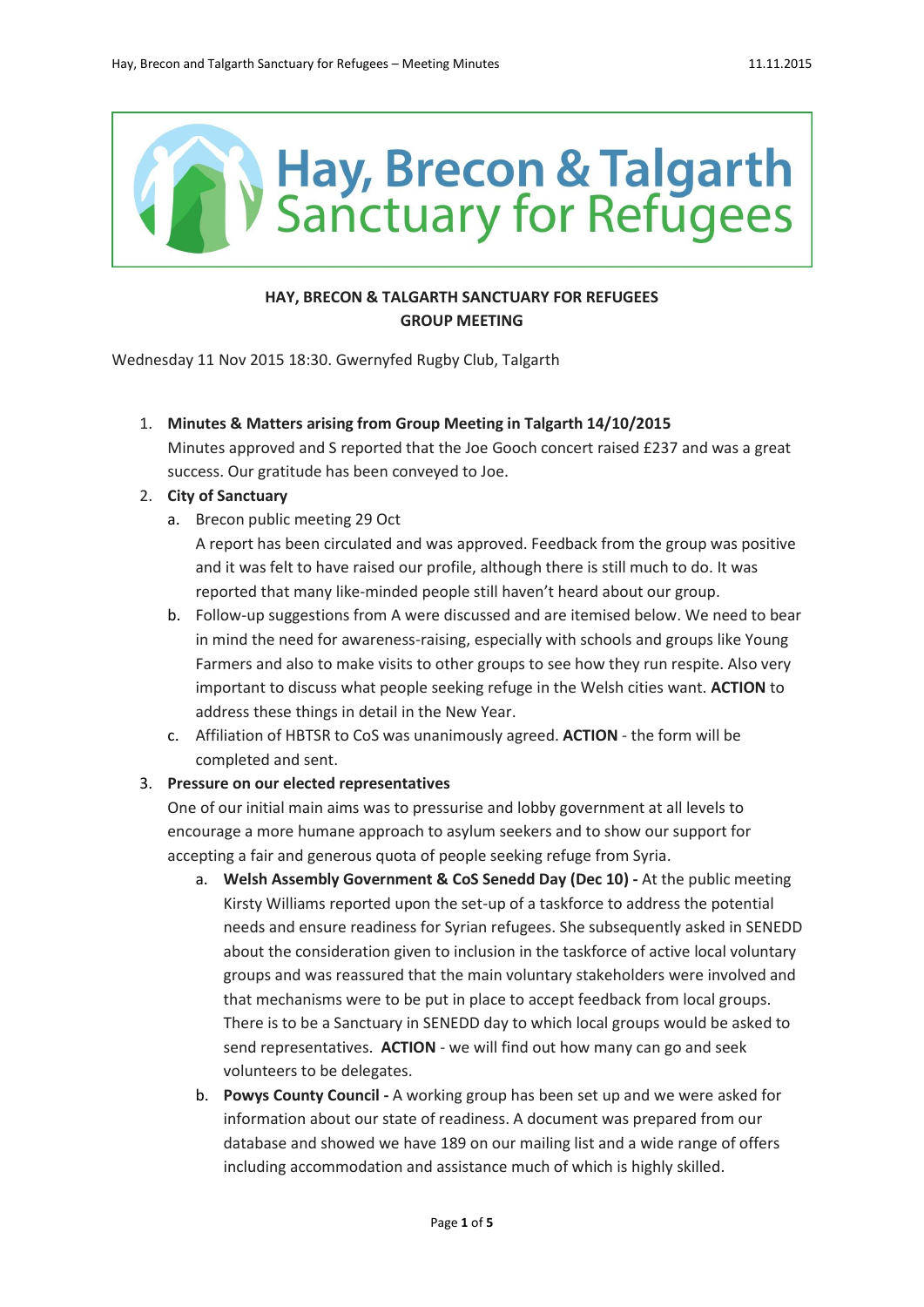# Hay, Brecon & Talgarth Sanctuary for Refugees

**HAY, BRECON & TALGARTH SANCTUARY FOR REFUGEES**
**GROUP MEETING**

Wednesday 11 Nov 2015 18:30. Gwernyfed Rugby Club, Talgarth

1. **Minutes & Matters arising from Group Meeting in Talgarth 14/10/2015**
   Minutes approved and S reported that the Joe Gooch concert raised £237 and was a great success. Our gratitude has been conveyed to Joe.
2. **City of Sanctuary**
   a. Brecon public meeting 29 Oct
   A report has been circulated and was approved. Feedback from the group was positive and it was felt to have raised our profile, although there is still much to do. It was reported that many like-minded people still haven't heard about our group.
   b. Follow-up suggestions from A were discussed and are itemised below. We need to bear in mind the need for awareness-raising, especially with schools and groups like Young Farmers and also to make visits to other groups to see how they run respite. Also very important to discuss what people seeking refuge in the Welsh cities want. **ACTION** to address these things in detail in the New Year.
   c. Affiliation of HBTSR to CoS was unanimously agreed. **ACTION** - the form will be completed and sent.
3. **Pressure on our elected representatives**
   One of our initial main aims was to pressurise and lobby government at all levels to encourage a more humane approach to asylum seekers and to show our support for accepting a fair and generous quota of people seeking refuge from Syria.
   a. **Welsh Assembly Government & CoS Senedd Day (Dec 10) -** At the public meeting Kirsty Williams reported upon the set-up of a taskforce to address the potential needs and ensure readiness for Syrian refugees. She subsequently asked in SENEDD about the consideration given to inclusion in the taskforce of active local voluntary groups and was reassured that the main voluntary stakeholders were involved and that mechanisms were to be put in place to accept feedback from local groups. There is to be a Sanctuary in SENEDD day to which local groups would be asked to send representatives. **ACTION** - we will find out how many can go and seek volunteers to be delegates.
   b. **Powys County Council -** A working group has been set up and we were asked for information about our state of readiness. A document was prepared from our database and showed we have 189 on our mailing list and a wide range of offers including accommodation and assistance much of which is highly skilled.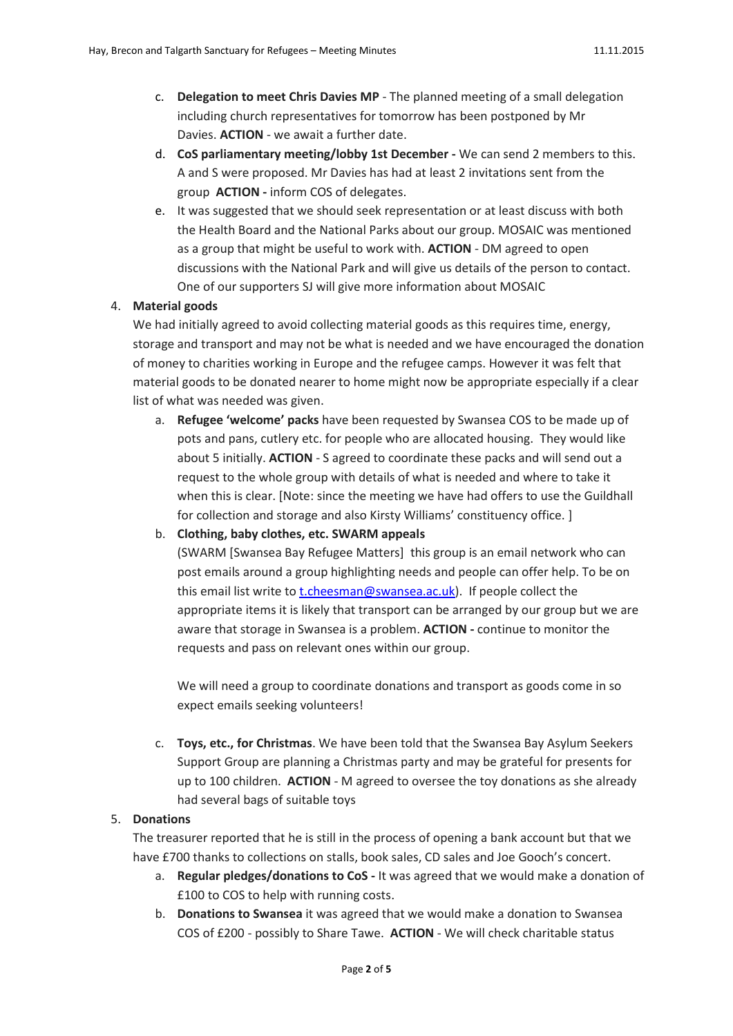c. **Delegation to meet Chris Davies MP** - The planned meeting of a small delegation including church representatives for tomorrow has been postponed by Mr Davies. **ACTION** - we await a further date.

d. **CoS parliamentary meeting/lobby 1st December -** We can send 2 members to this. A and S were proposed. Mr Davies has had at least 2 invitations sent from the group **ACTION -** inform COS of delegates.

e. It was suggested that we should seek representation or at least discuss with both the Health Board and the National Parks about our group. MOSAIC was mentioned as a group that might be useful to work with. **ACTION** - DM agreed to open discussions with the National Park and will give us details of the person to contact. One of our supporters SJ will give more information about MOSAIC

4. **Material goods**

We had initially agreed to avoid collecting material goods as this requires time, energy, storage and transport and may not be what is needed and we have encouraged the donation of money to charities working in Europe and the refugee camps. However it was felt that material goods to be donated nearer to home might now be appropriate especially if a clear list of what was needed was given.

a. **Refugee 'welcome' packs** have been requested by Swansea COS to be made up of pots and pans, cutlery etc. for people who are allocated housing. They would like about 5 initially. **ACTION** - S agreed to coordinate these packs and will send out a request to the whole group with details of what is needed and where to take it when this is clear. [Note: since the meeting we have had offers to use the Guildhall for collection and storage and also Kirsty Williams' constituency office. ]

b. **Clothing, baby clothes, etc. SWARM appeals**

(SWARM [Swansea Bay Refugee Matters] this group is an email network who can post emails around a group highlighting needs and people can offer help. To be on this email list write to t.cheesman@swansea.ac.uk). If people collect the appropriate items it is likely that transport can be arranged by our group but we are aware that storage in Swansea is a problem. **ACTION -** continue to monitor the requests and pass on relevant ones within our group.

We will need a group to coordinate donations and transport as goods come in so expect emails seeking volunteers!

c. **Toys, etc., for Christmas**. We have been told that the Swansea Bay Asylum Seekers Support Group are planning a Christmas party and may be grateful for presents for up to 100 children. **ACTION** - M agreed to oversee the toy donations as she already had several bags of suitable toys

5. **Donations**

The treasurer reported that he is still in the process of opening a bank account but that we have £700 thanks to collections on stalls, book sales, CD sales and Joe Gooch's concert.

a. **Regular pledges/donations to CoS -** It was agreed that we would make a donation of £100 to COS to help with running costs.

b. **Donations to Swansea** it was agreed that we would make a donation to Swansea COS of £200 - possibly to Share Tawe. **ACTION** - We will check charitable status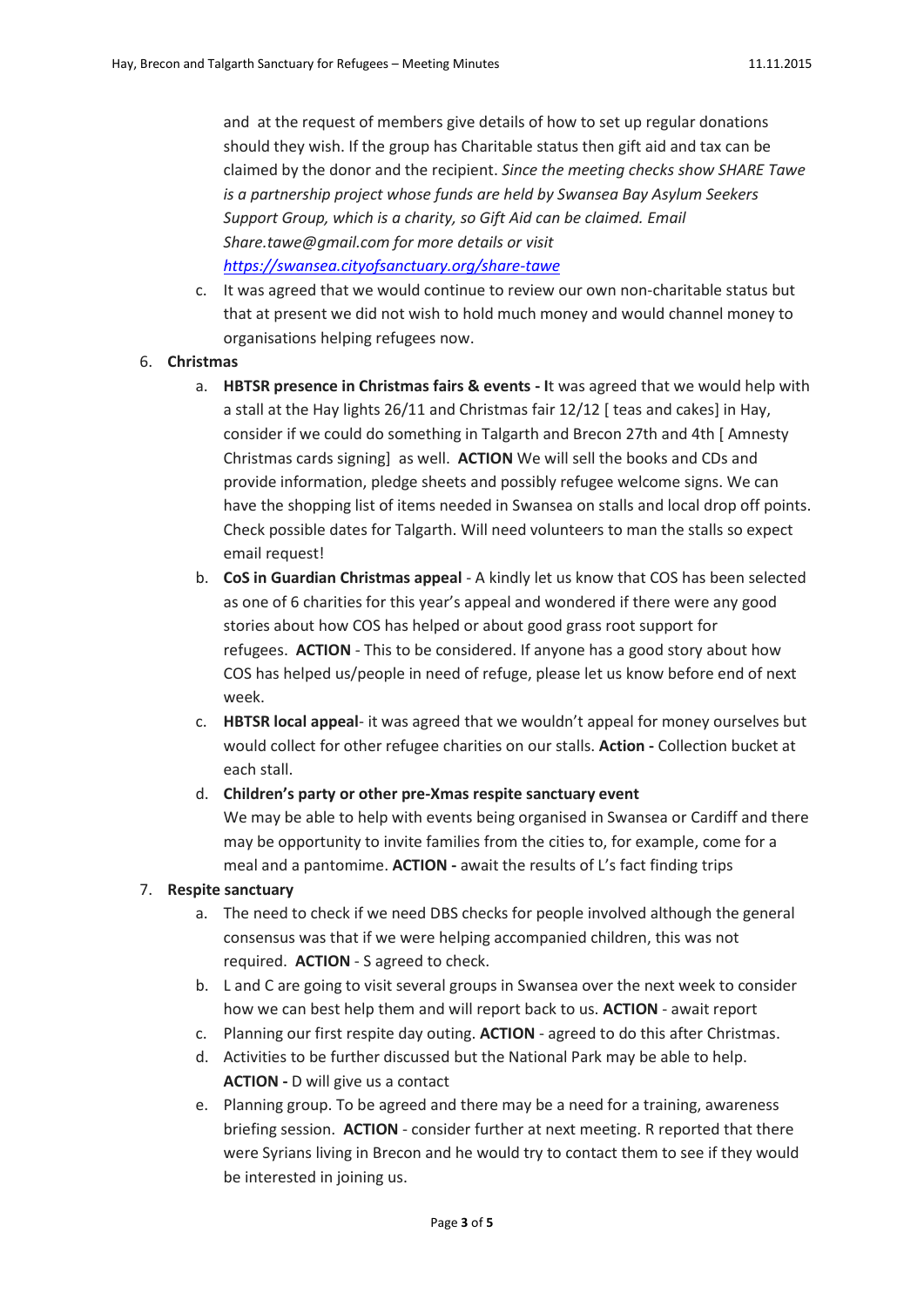and at the request of members give details of how to set up regular donations should they wish. If the group has Charitable status then gift aid and tax can be claimed by the donor and the recipient. *Since the meeting checks show SHARE Tawe is a partnership project whose funds are held by Swansea Bay Asylum Seekers Support Group, which is a charity, so Gift Aid can be claimed. Email Share.tawe@gmail.com for more details or visit [https://swansea.cityofsanctuary.org/share-tawe](https://swansea.cityofsanctuary.org/share-tawe)*

   c. It was agreed that we would continue to review our own non-charitable status but that at present we did not wish to hold much money and would channel money to organisations helping refugees now.

6. **Christmas**
   a. **HBTSR presence in Christmas fairs & events - I**t was agreed that we would help with a stall at the Hay lights 26/11 and Christmas fair 12/12 [ teas and cakes] in Hay, consider if we could do something in Talgarth and Brecon 27th and 4th [ Amnesty Christmas cards signing] as well. **ACTION** We will sell the books and CDs and provide information, pledge sheets and possibly refugee welcome signs. We can have the shopping list of items needed in Swansea on stalls and local drop off points. Check possible dates for Talgarth. Will need volunteers to man the stalls so expect email request!
   b. **CoS in Guardian Christmas appeal** - A kindly let us know that COS has been selected as one of 6 charities for this year's appeal and wondered if there were any good stories about how COS has helped or about good grass root support for refugees. **ACTION** - This to be considered. If anyone has a good story about how COS has helped us/people in need of refuge, please let us know before end of next week.
   c. **HBTSR local appeal**- it was agreed that we wouldn't appeal for money ourselves but would collect for other refugee charities on our stalls. **Action -** Collection bucket at each stall.
   d. **Children's party or other pre-Xmas respite sanctuary event**
   We may be able to help with events being organised in Swansea or Cardiff and there may be opportunity to invite families from the cities to, for example, come for a meal and a pantomime. **ACTION -** await the results of L's fact finding trips

7. **Respite sanctuary**
   a. The need to check if we need DBS checks for people involved although the general consensus was that if we were helping accompanied children, this was not required. **ACTION** - S agreed to check.
   b. L and C are going to visit several groups in Swansea over the next week to consider how we can best help them and will report back to us. **ACTION** - await report
   c. Planning our first respite day outing. **ACTION** - agreed to do this after Christmas.
   d. Activities to be further discussed but the National Park may be able to help. **ACTION -** D will give us a contact
   e. Planning group. To be agreed and there may be a need for a training, awareness briefing session. **ACTION** - consider further at next meeting. R reported that there were Syrians living in Brecon and he would try to contact them to see if they would be interested in joining us.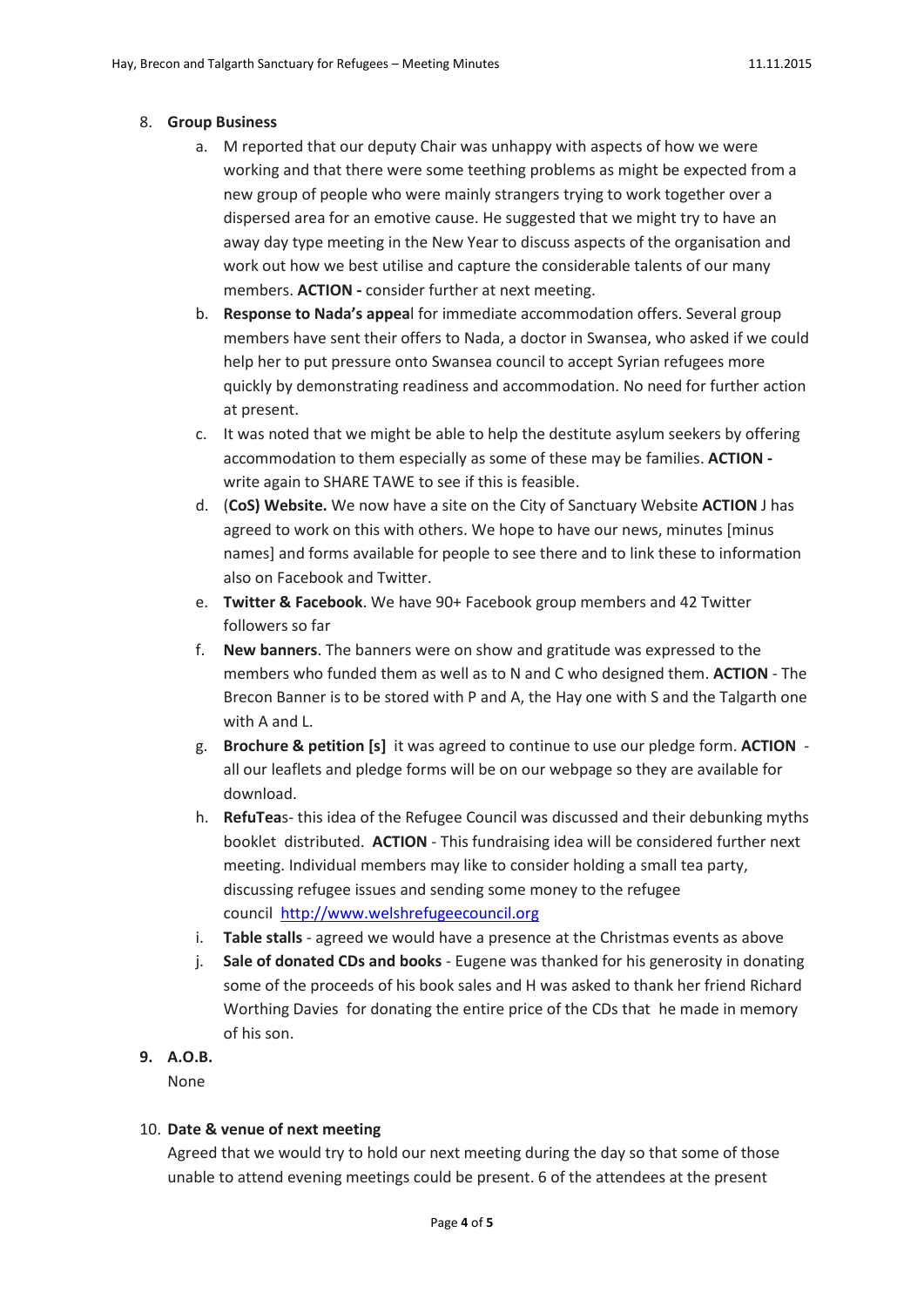8. **Group Business**

   a. M reported that our deputy Chair was unhappy with aspects of how we were working and that there were some teething problems as might be expected from a new group of people who were mainly strangers trying to work together over a dispersed area for an emotive cause. He suggested that we might try to have an away day type meeting in the New Year to discuss aspects of the organisation and work out how we best utilise and capture the considerable talents of our many members. **ACTION -** consider further at next meeting.

   b. **Response to Nada's appea**l for immediate accommodation offers. Several group members have sent their offers to Nada, a doctor in Swansea, who asked if we could help her to put pressure onto Swansea council to accept Syrian refugees more quickly by demonstrating readiness and accommodation. No need for further action at present.

   c. It was noted that we might be able to help the destitute asylum seekers by offering accommodation to them especially as some of these may be families. **ACTION -** write again to SHARE TAWE to see if this is feasible.

   d. (**CoS) Website.** We now have a site on the City of Sanctuary Website **ACTION** J has agreed to work on this with others. We hope to have our news, minutes [minus names] and forms available for people to see there and to link these to information also on Facebook and Twitter.

   e. **Twitter & Facebook**. We have 90+ Facebook group members and 42 Twitter followers so far

   f. **New banners**. The banners were on show and gratitude was expressed to the members who funded them as well as to N and C who designed them. **ACTION** - The Brecon Banner is to be stored with P and A, the Hay one with S and the Talgarth one with A and L.

   g. **Brochure & petition [s]** it was agreed to continue to use our pledge form. **ACTION** - all our leaflets and pledge forms will be on our webpage so they are available for download.

   h. **RefuTea**s- this idea of the Refugee Council was discussed and their debunking myths booklet distributed. **ACTION** - This fundraising idea will be considered further next meeting. Individual members may like to consider holding a small tea party, discussing refugee issues and sending some money to the refugee council [http://www.welshrefugeecouncil.org](http://www.welshrefugeecouncil.org)

   i. **Table stalls** - agreed we would have a presence at the Christmas events as above

   j. **Sale of donated CDs and books** - Eugene was thanked for his generosity in donating some of the proceeds of his book sales and H was asked to thank her friend Richard Worthing Davies for donating the entire price of the CDs that he made in memory of his son.

9. **A.O.B.**

   None

10. **Date & venue of next meeting**

   Agreed that we would try to hold our next meeting during the day so that some of those unable to attend evening meetings could be present. 6 of the attendees at the present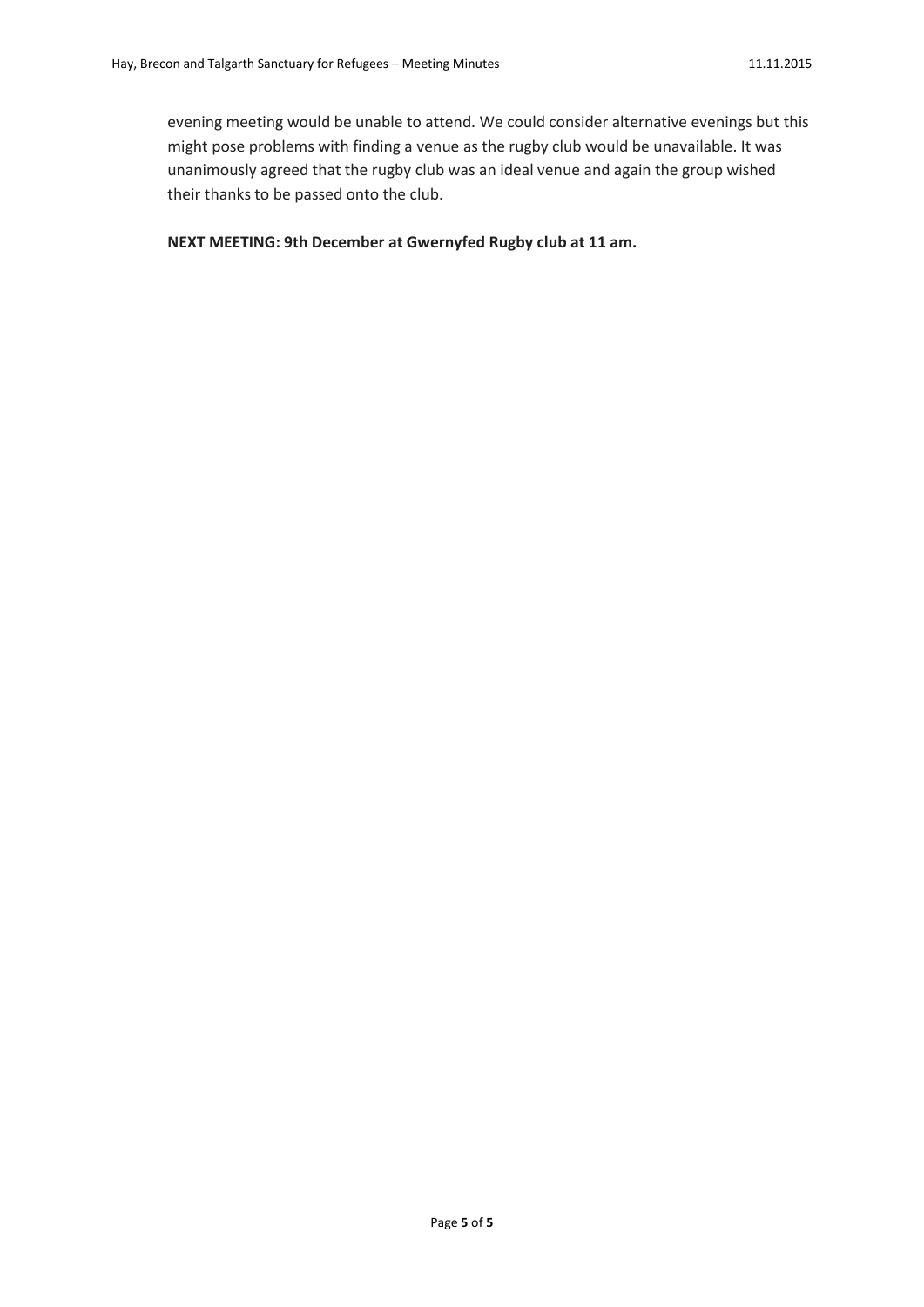evening meeting would be unable to attend. We could consider alternative evenings but this might pose problems with finding a venue as the rugby club would be unavailable. It was unanimously agreed that the rugby club was an ideal venue and again the group wished their thanks to be passed onto the club.

**NEXT MEETING: 9th December at Gwernyfed Rugby club at 11 am.**